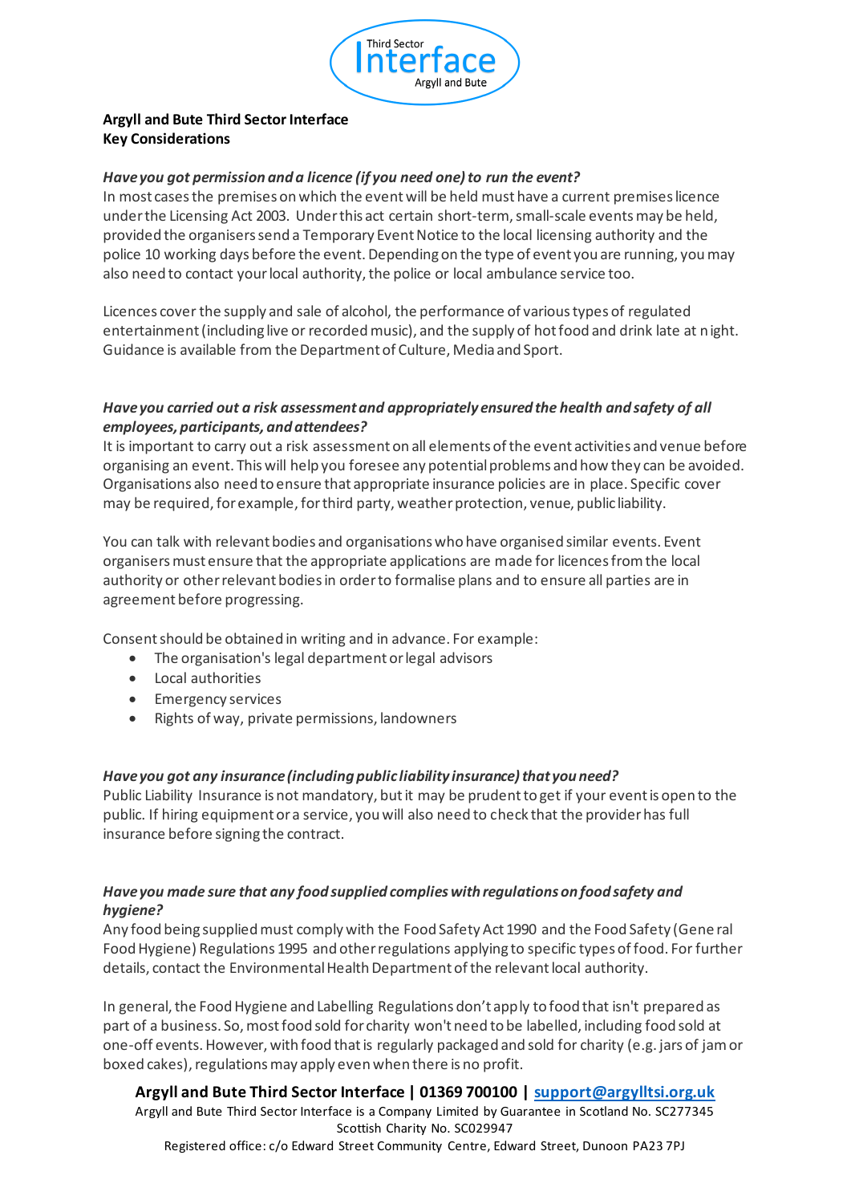**Argyll and Bute Third Sector Interface**
**Key Considerations**

***Have you got permission and a licence (if you need one) to run the event?***

In most cases the premises on which the event will be held must have a current premises licence under the Licensing Act 2003. Under this act certain short-term, small-scale events may be held, provided the organisers send a Temporary Event Notice to the local licensing authority and the police 10 working days before the event. Depending on the type of event you are running, you may also need to contact your local authority, the police or local ambulance service too.

Licences cover the supply and sale of alcohol, the performance of various types of regulated entertainment (including live or recorded music), and the supply of hot food and drink late at night. Guidance is available from the Department of Culture, Media and Sport.

***Have you carried out a risk assessment and appropriately ensured the health and safety of all employees, participants, and attendees?***

It is important to carry out a risk assessment on all elements of the event activities and venue before organising an event. This will help you foresee any potential problems and how they can be avoided. Organisations also need to ensure that appropriate insurance policies are in place. Specific cover may be required, for example, for third party, weather protection, venue, public liability.

You can talk with relevant bodies and organisations who have organised similar events. Event organisers must ensure that the appropriate applications are made for licences from the local authority or other relevant bodies in order to formalise plans and to ensure all parties are in agreement before progressing.

Consent should be obtained in writing and in advance. For example:

- The organisation's legal department or legal advisors
- Local authorities
- Emergency services
- Rights of way, private permissions, landowners

***Have you got any insurance (including public liability insurance) that you need?***

Public Liability Insurance is not mandatory, but it may be prudent to get if your event is open to the public. If hiring equipment or a service, you will also need to check that the provider has full insurance before signing the contract.

***Have you made sure that any food supplied complies with regulations on food safety and hygiene?***

Any food being supplied must comply with the Food Safety Act 1990 and the Food Safety (General Food Hygiene) Regulations 1995 and other regulations applying to specific types of food. For further details, contact the Environmental Health Department of the relevant local authority.

In general, the Food Hygiene and Labelling Regulations don't apply to food that isn't prepared as part of a business. So, most food sold for charity won't need to be labelled, including food sold at one-off events. However, with food that is regularly packaged and sold for charity (e.g. jars of jam or boxed cakes), regulations may apply even when there is no profit.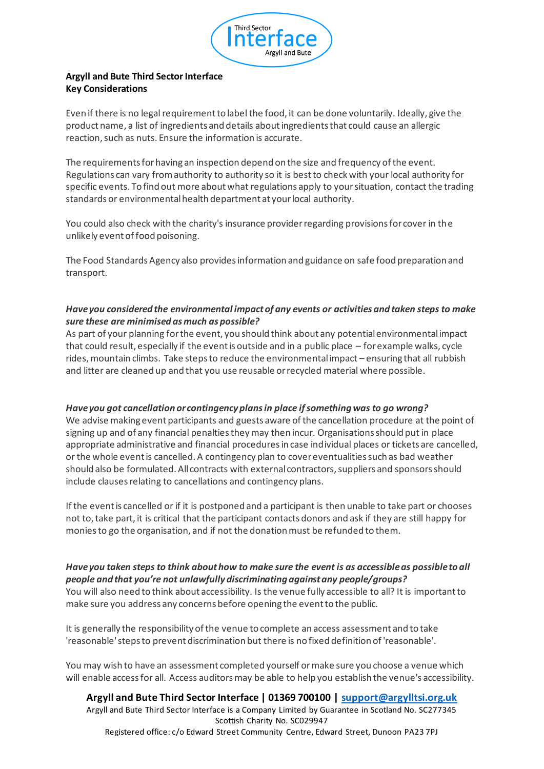**Argyll and Bute Third Sector Interface**
**Key Considerations**

Even if there is no legal requirement to label the food, it can be done voluntarily. Ideally, give the product name, a list of ingredients and details about ingredients that could cause an allergic reaction, such as nuts. Ensure the information is accurate.

The requirements for having an inspection depend on the size and frequency of the event. Regulations can vary from authority to authority so it is best to check with your local authority for specific events. To find out more about what regulations apply to your situation, contact the trading standards or environmental health department at your local authority.

You could also check with the charity's insurance provider regarding provisions for cover in the unlikely event of food poisoning.

The Food Standards Agency also provides information and guidance on safe food preparation and transport.

***Have you considered the environmental impact of any events or activities and taken steps to make sure these are minimised as much as possible?***

As part of your planning for the event, you should think about any potential environmental impact that could result, especially if the event is outside and in a public place – for example walks, cycle rides, mountain climbs. Take steps to reduce the environmental impact – ensuring that all rubbish and litter are cleaned up and that you use reusable or recycled material where possible.

***Have you got cancellation or contingency plans in place if something was to go wrong?***

We advise making event participants and guests aware of the cancellation procedure at the point of signing up and of any financial penalties they may then incur. Organisations should put in place appropriate administrative and financial procedures in case individual places or tickets are cancelled, or the whole event is cancelled. A contingency plan to cover eventualities such as bad weather should also be formulated. All contracts with external contractors, suppliers and sponsors should include clauses relating to cancellations and contingency plans.

If the event is cancelled or if it is postponed and a participant is then unable to take part or chooses not to, take part, it is critical that the participant contacts donors and ask if they are still happy for monies to go the organisation, and if not the donation must be refunded to them.

***Have you taken steps to think about how to make sure the event is as accessible as possible to all people and that you're not unlawfully discriminating against any people/groups?***

You will also need to think about accessibility. Is the venue fully accessible to all? It is important to make sure you address any concerns before opening the event to the public.

It is generally the responsibility of the venue to complete an access assessment and to take 'reasonable' steps to prevent discrimination but there is no fixed definition of 'reasonable'.

You may wish to have an assessment completed yourself or make sure you choose a venue which will enable access for all. Access auditors may be able to help you establish the venue's accessibility.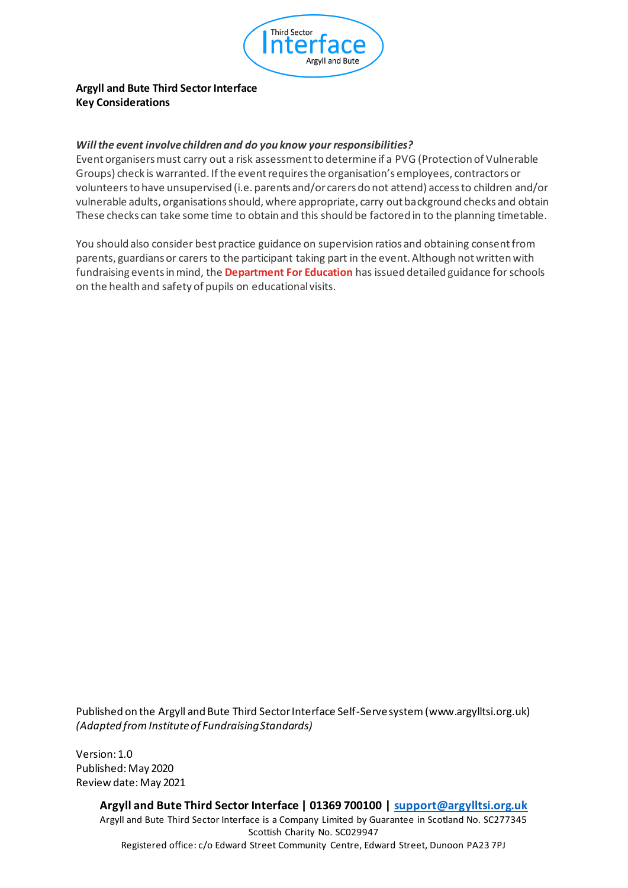**Argyll and Bute Third Sector Interface**
**Key Considerations**

***Will the event involve children and do you know your responsibilities?***

Event organisers must carry out a risk assessment to determine if a PVG (Protection of Vulnerable Groups) check is warranted. If the event requires the organisation's employees, contractors or volunteers to have unsupervised (i.e. parents and/or carers do not attend) access to children and/or vulnerable adults, organisations should, where appropriate, carry out background checks and obtain These checks can take some time to obtain and this should be factored in to the planning timetable.

You should also consider best practice guidance on supervision ratios and obtaining consent from parents, guardians or carers to the participant taking part in the event. Although not written with fundraising events in mind, the **Department For Education** has issued detailed guidance for schools on the health and safety of pupils on educational visits.

Published on the Argyll and Bute Third Sector Interface Self-Serve system (www.argylltsi.org.uk)
*(Adapted from Institute of Fundraising Standards)*

Version: 1.0
Published: May 2020
Review date: May 2021

**Argyll and Bute Third Sector Interface | 01369 700100 | support@argylltsi.org.uk**
Argyll and Bute Third Sector Interface is a Company Limited by Guarantee in Scotland No. SC277345
Scottish Charity No. SC029947
Registered office: c/o Edward Street Community Centre, Edward Street, Dunoon PA23 7PJ